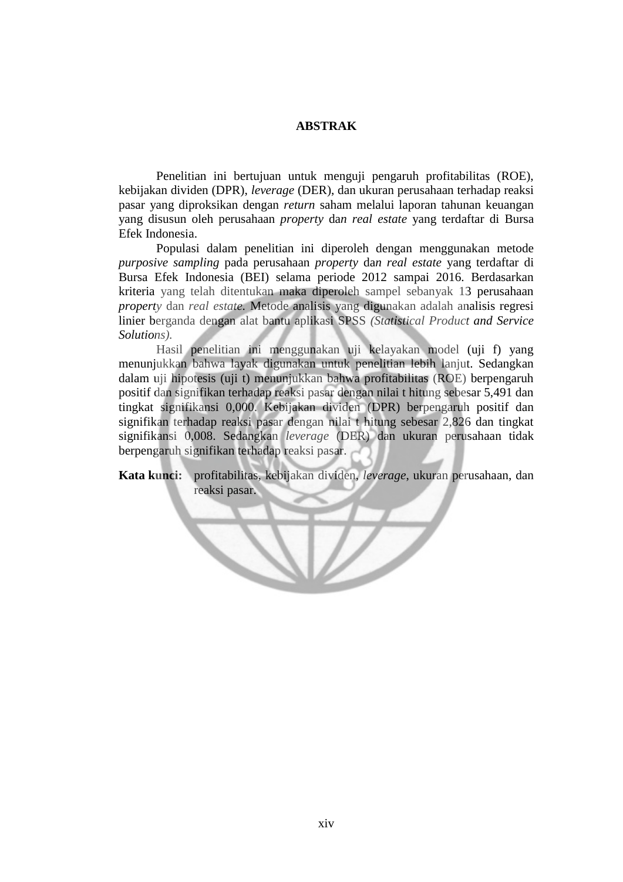# ABSTRAK

Penelitian ini bertujuan untuk menguji pengaruh profitabilitas (ROE), kebijakan dividen (DPR), *leverage* (DER), dan ukuran perusahaan terhadap reaksi pasar yang diproksikan dengan *return* saham melalui laporan tahunan keuangan yang disusun oleh perusahaan *property* da*n real estate* yang terdaftar di Bursa Efek Indonesia.

Populasi dalam penelitian ini diperoleh dengan menggunakan metode *purposive sampling* pada perusahaan *property* da*n real estate* yang terdaftar di Bursa Efek Indonesia (BEI) selama periode 2012 sampai 2016. Berdasarkan kriteria yang telah ditentukan maka diperoleh sampel sebanyak 13 perusahaan *property* dan *real estate*. Metode analisis yang digunakan adalah analisis regresi linier berganda dengan alat bantu aplikasi SPSS *(Statistical Product and Service Solutions)*.

Hasil penelitian ini menggunakan uji kelayakan model (uji f) yang menunjukkan bahwa layak digunakan untuk penelitian lebih lanjut. Sedangkan dalam uji hipotesis (uji t) menunjukkan bahwa profitabilitas (ROE) berpengaruh positif dan signifikan terhadap reaksi pasar dengan nilai t hitung sebesar 5,491 dan tingkat signifikansi 0,000. Kebijakan dividen (DPR) berpengaruh positif dan signifikan terhadap reaksi pasar dengan nilai t hitung sebesar 2,826 dan tingkat signifikansi 0,008. Sedangkan *leverage* (DER) dan ukuran perusahaan tidak berpengaruh signifikan terhadap reaksi pasar.

**Kata kunci:** profitabilitas, kebijakan dividen, *leverage*, ukuran perusahaan, dan reaksi pasar.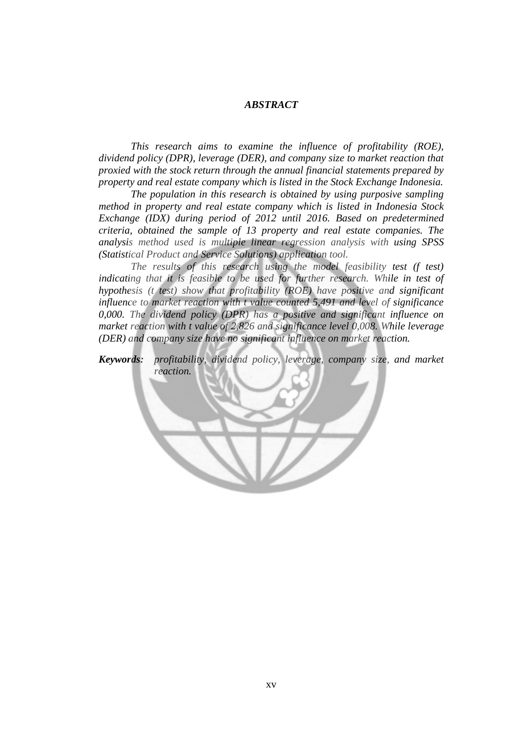## *ABSTRACT*

*This research aims to examine the influence of profitability (ROE), dividend policy (DPR), leverage (DER), and company size to market reaction that proxied with the stock return through the annual financial statements prepared by property and real estate company which is listed in the Stock Exchange Indonesia.*

*The population in this research is obtained by using purposive sampling method in property and real estate company which is listed in Indonesia Stock Exchange (IDX) during period of 2012 until 2016. Based on predetermined criteria, obtained the sample of 13 property and real estate companies. The analysis method used is multiple linear regression analysis with using SPSS (Statistical Product and Service Solutions) application tool.*

*The results of this research using the model feasibility test (f test) indicating that it is feasible to be used for further research. While in test of hypothesis (t test) show that profitability (ROE) have positive and significant influence to market reaction with t value counted 5,491 and level of significance 0,000. The dividend policy (DPR) has a positive and significant influence on market reaction with t value of 2,826 and significance level 0,008. While leverage (DER) and company size have no significant influence on market reaction.*

***Keywords:*** *profitability, dividend policy, leverage, company size, and market reaction.*